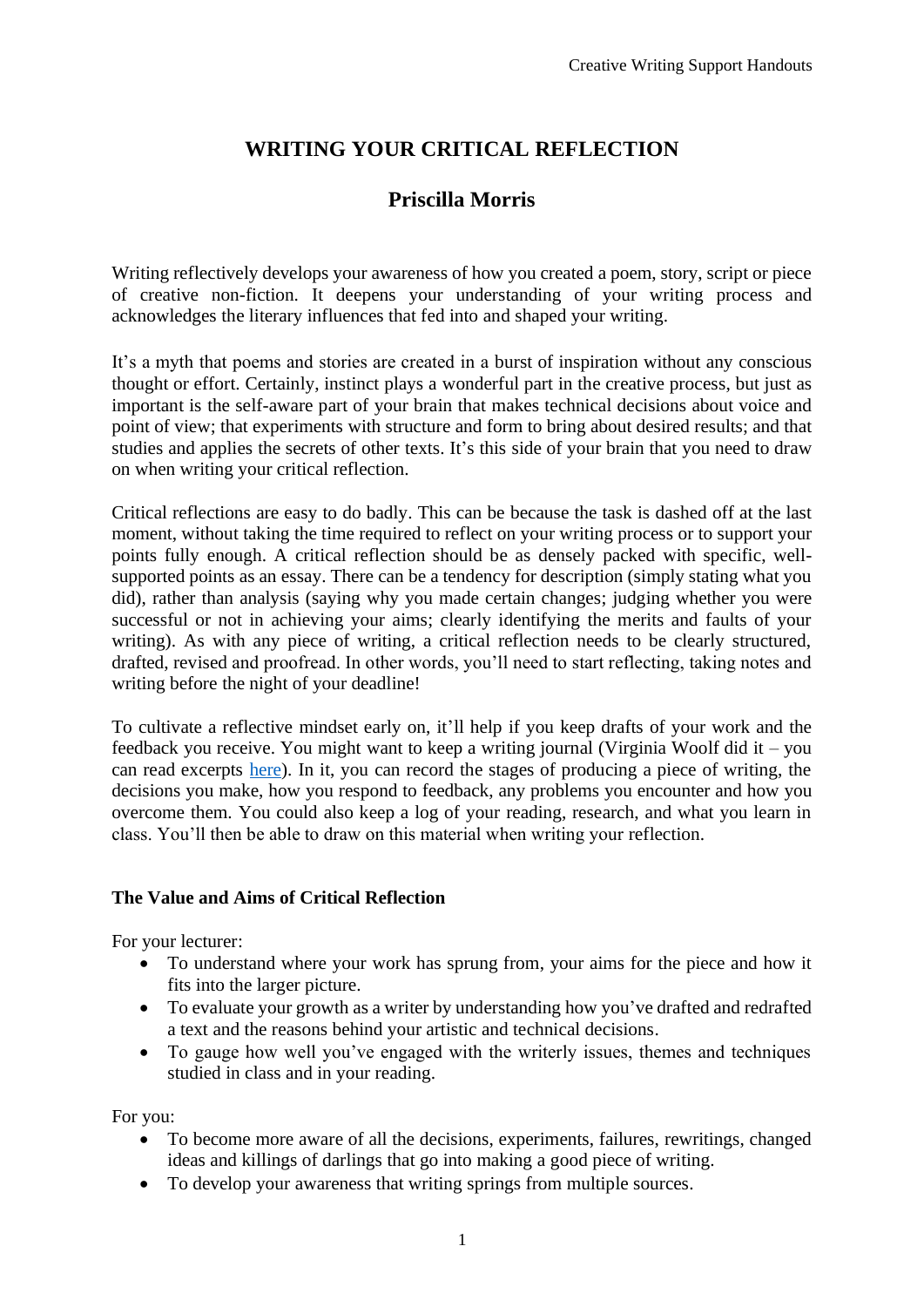# WRITING YOUR CRITICAL REFLECTION

## Priscilla Morris

Writing reflectively develops your awareness of how you created a poem, story, script or piece of creative non-fiction. It deepens your understanding of your writing process and acknowledges the literary influences that fed into and shaped your writing.

It's a myth that poems and stories are created in a burst of inspiration without any conscious thought or effort. Certainly, instinct plays a wonderful part in the creative process, but just as important is the self-aware part of your brain that makes technical decisions about voice and point of view; that experiments with structure and form to bring about desired results; and that studies and applies the secrets of other texts. It's this side of your brain that you need to draw on when writing your critical reflection.

Critical reflections are easy to do badly. This can be because the task is dashed off at the last moment, without taking the time required to reflect on your writing process or to support your points fully enough. A critical reflection should be as densely packed with specific, well-supported points as an essay. There can be a tendency for description (simply stating what you did), rather than analysis (saying why you made certain changes; judging whether you were successful or not in achieving your aims; clearly identifying the merits and faults of your writing). As with any piece of writing, a critical reflection needs to be clearly structured, drafted, revised and proofread. In other words, you'll need to start reflecting, taking notes and writing before the night of your deadline!

To cultivate a reflective mindset early on, it'll help if you keep drafts of your work and the feedback you receive. You might want to keep a writing journal (Virginia Woolf did it – you can read excerpts here). In it, you can record the stages of producing a piece of writing, the decisions you make, how you respond to feedback, any problems you encounter and how you overcome them. You could also keep a log of your reading, research, and what you learn in class. You'll then be able to draw on this material when writing your reflection.

### The Value and Aims of Critical Reflection

For your lecturer:

- To understand where your work has sprung from, your aims for the piece and how it fits into the larger picture.
- To evaluate your growth as a writer by understanding how you've drafted and redrafted a text and the reasons behind your artistic and technical decisions.
- To gauge how well you've engaged with the writerly issues, themes and techniques studied in class and in your reading.

For you:

- To become more aware of all the decisions, experiments, failures, rewritings, changed ideas and killings of darlings that go into making a good piece of writing.
- To develop your awareness that writing springs from multiple sources.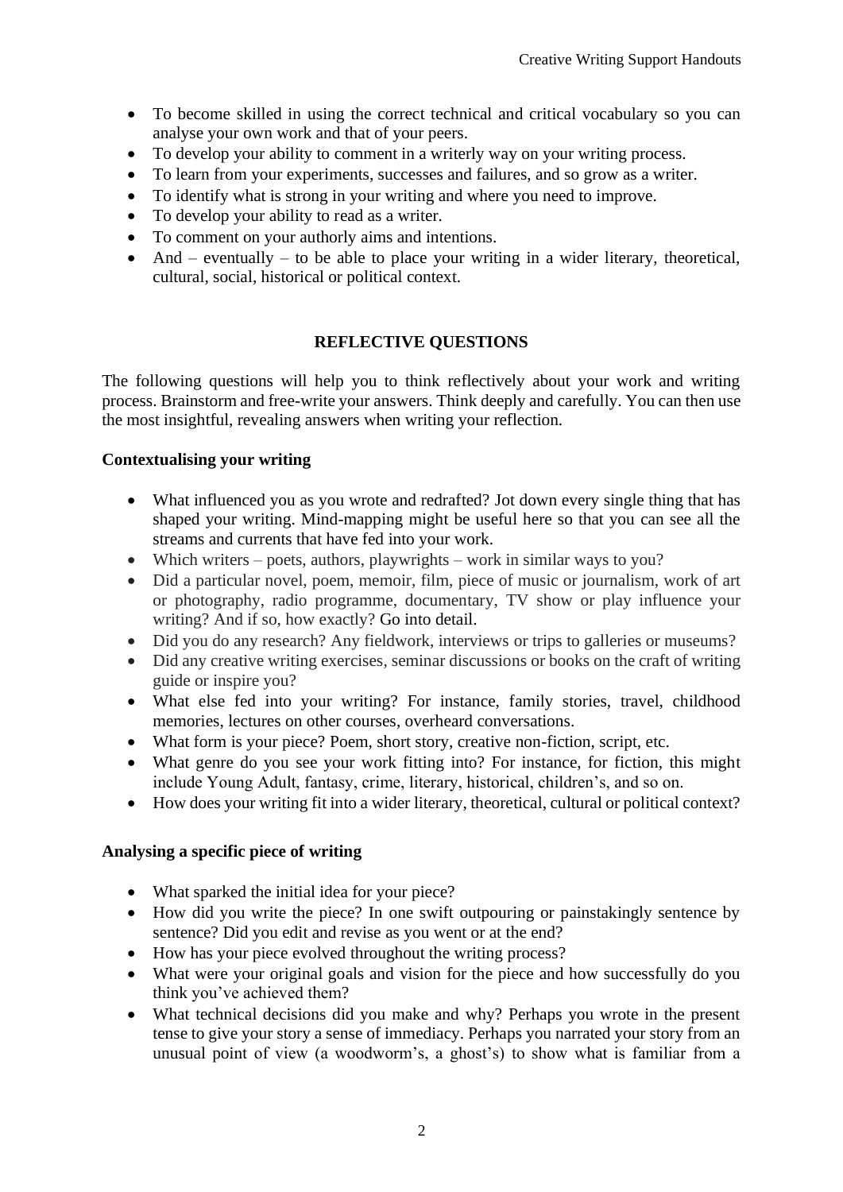- To become skilled in using the correct technical and critical vocabulary so you can analyse your own work and that of your peers.
- To develop your ability to comment in a writerly way on your writing process.
- To learn from your experiments, successes and failures, and so grow as a writer.
- To identify what is strong in your writing and where you need to improve.
- To develop your ability to read as a writer.
- To comment on your authorly aims and intentions.
- And – eventually – to be able to place your writing in a wider literary, theoretical, cultural, social, historical or political context.

## REFLECTIVE QUESTIONS

The following questions will help you to think reflectively about your work and writing process. Brainstorm and free-write your answers. Think deeply and carefully. You can then use the most insightful, revealing answers when writing your reflection.

### Contextualising your writing

- What influenced you as you wrote and redrafted? Jot down every single thing that has shaped your writing. Mind-mapping might be useful here so that you can see all the streams and currents that have fed into your work.
- Which writers – poets, authors, playwrights – work in similar ways to you?
- Did a particular novel, poem, memoir, film, piece of music or journalism, work of art or photography, radio programme, documentary, TV show or play influence your writing? And if so, how exactly? Go into detail.
- Did you do any research? Any fieldwork, interviews or trips to galleries or museums?
- Did any creative writing exercises, seminar discussions or books on the craft of writing guide or inspire you?
- What else fed into your writing? For instance, family stories, travel, childhood memories, lectures on other courses, overheard conversations.
- What form is your piece? Poem, short story, creative non-fiction, script, etc.
- What genre do you see your work fitting into? For instance, for fiction, this might include Young Adult, fantasy, crime, literary, historical, children's, and so on.
- How does your writing fit into a wider literary, theoretical, cultural or political context?

### Analysing a specific piece of writing

- What sparked the initial idea for your piece?
- How did you write the piece? In one swift outpouring or painstakingly sentence by sentence? Did you edit and revise as you went or at the end?
- How has your piece evolved throughout the writing process?
- What were your original goals and vision for the piece and how successfully do you think you've achieved them?
- What technical decisions did you make and why? Perhaps you wrote in the present tense to give your story a sense of immediacy. Perhaps you narrated your story from an unusual point of view (a woodworm's, a ghost's) to show what is familiar from a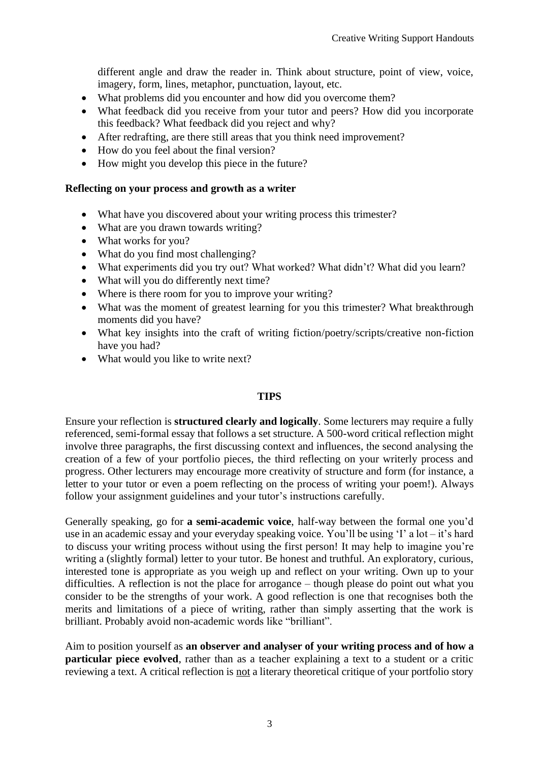different angle and draw the reader in. Think about structure, point of view, voice, imagery, form, lines, metaphor, punctuation, layout, etc.

- What problems did you encounter and how did you overcome them?
- What feedback did you receive from your tutor and peers? How did you incorporate this feedback? What feedback did you reject and why?
- After redrafting, are there still areas that you think need improvement?
- How do you feel about the final version?
- How might you develop this piece in the future?

**Reflecting on your process and growth as a writer**

- What have you discovered about your writing process this trimester?
- What are you drawn towards writing?
- What works for you?
- What do you find most challenging?
- What experiments did you try out? What worked? What didn't? What did you learn?
- What will you do differently next time?
- Where is there room for you to improve your writing?
- What was the moment of greatest learning for you this trimester? What breakthrough moments did you have?
- What key insights into the craft of writing fiction/poetry/scripts/creative non-fiction have you had?
- What would you like to write next?

## TIPS

Ensure your reflection is **structured clearly and logically**. Some lecturers may require a fully referenced, semi-formal essay that follows a set structure. A 500-word critical reflection might involve three paragraphs, the first discussing context and influences, the second analysing the creation of a few of your portfolio pieces, the third reflecting on your writerly process and progress. Other lecturers may encourage more creativity of structure and form (for instance, a letter to your tutor or even a poem reflecting on the process of writing your poem!). Always follow your assignment guidelines and your tutor's instructions carefully.

Generally speaking, go for **a semi-academic voice**, half-way between the formal one you'd use in an academic essay and your everyday speaking voice. You'll be using 'I' a lot – it's hard to discuss your writing process without using the first person! It may help to imagine you're writing a (slightly formal) letter to your tutor. Be honest and truthful. An exploratory, curious, interested tone is appropriate as you weigh up and reflect on your writing. Own up to your difficulties. A reflection is not the place for arrogance – though please do point out what you consider to be the strengths of your work. A good reflection is one that recognises both the merits and limitations of a piece of writing, rather than simply asserting that the work is brilliant. Probably avoid non-academic words like "brilliant".

Aim to position yourself as **an observer and analyser of your writing process and of how a particular piece evolved**, rather than as a teacher explaining a text to a student or a critic reviewing a text. A critical reflection is <u>not</u> a literary theoretical critique of your portfolio story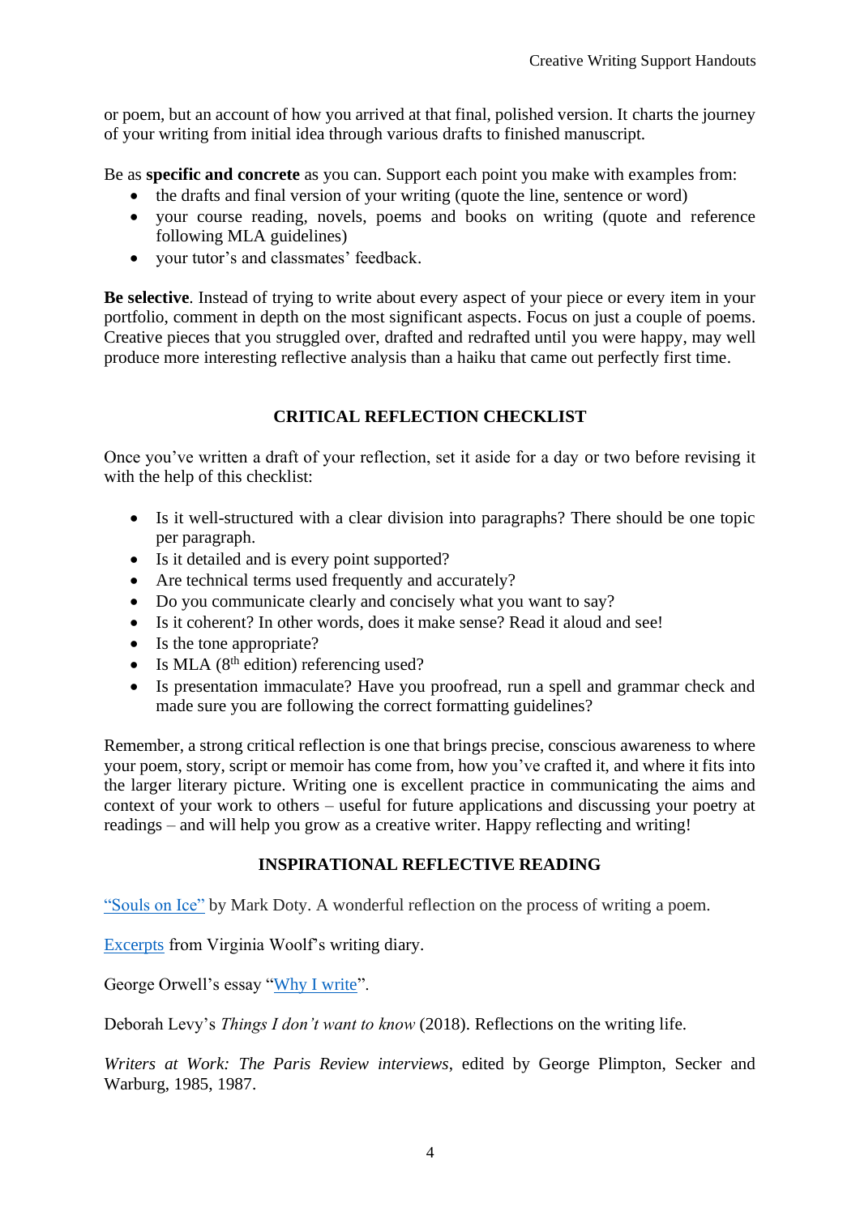or poem, but an account of how you arrived at that final, polished version. It charts the journey of your writing from initial idea through various drafts to finished manuscript.

Be as **specific and concrete** as you can. Support each point you make with examples from:

- the drafts and final version of your writing (quote the line, sentence or word)
- your course reading, novels, poems and books on writing (quote and reference following MLA guidelines)
- your tutor's and classmates' feedback.

**Be selective**. Instead of trying to write about every aspect of your piece or every item in your portfolio, comment in depth on the most significant aspects. Focus on just a couple of poems. Creative pieces that you struggled over, drafted and redrafted until you were happy, may well produce more interesting reflective analysis than a haiku that came out perfectly first time.

## CRITICAL REFLECTION CHECKLIST

Once you've written a draft of your reflection, set it aside for a day or two before revising it with the help of this checklist:

- Is it well-structured with a clear division into paragraphs? There should be one topic per paragraph.
- Is it detailed and is every point supported?
- Are technical terms used frequently and accurately?
- Do you communicate clearly and concisely what you want to say?
- Is it coherent? In other words, does it make sense? Read it aloud and see!
- Is the tone appropriate?
- Is MLA (8th edition) referencing used?
- Is presentation immaculate? Have you proofread, run a spell and grammar check and made sure you are following the correct formatting guidelines?

Remember, a strong critical reflection is one that brings precise, conscious awareness to where your poem, story, script or memoir has come from, how you've crafted it, and where it fits into the larger literary picture. Writing one is excellent practice in communicating the aims and context of your work to others – useful for future applications and discussing your poetry at readings – and will help you grow as a creative writer. Happy reflecting and writing!

## INSPIRATIONAL REFLECTIVE READING

"Souls on Ice" by Mark Doty. A wonderful reflection on the process of writing a poem.

Excerpts from Virginia Woolf's writing diary.

George Orwell's essay "Why I write".

Deborah Levy's *Things I don't want to know* (2018). Reflections on the writing life.

*Writers at Work: The Paris Review interviews*, edited by George Plimpton, Secker and Warburg, 1985, 1987.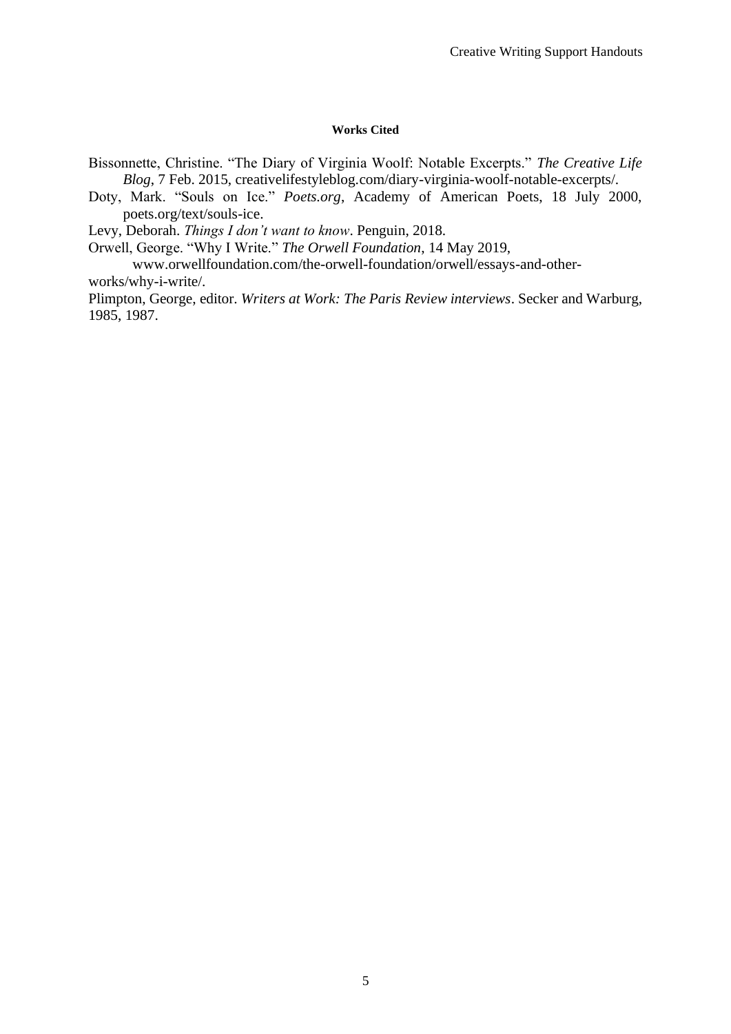**Works Cited**

Bissonnette, Christine. "The Diary of Virginia Woolf: Notable Excerpts." *The Creative Life Blog*, 7 Feb. 2015, creativelifestyleblog.com/diary-virginia-woolf-notable-excerpts/.

Doty, Mark. "Souls on Ice." *Poets.org*, Academy of American Poets, 18 July 2000, poets.org/text/souls-ice.

Levy, Deborah. *Things I don't want to know*. Penguin, 2018.

Orwell, George. "Why I Write." *The Orwell Foundation*, 14 May 2019, www.orwellfoundation.com/the-orwell-foundation/orwell/essays-and-other-works/why-i-write/.

Plimpton, George, editor. *Writers at Work: The Paris Review interviews*. Secker and Warburg, 1985, 1987.